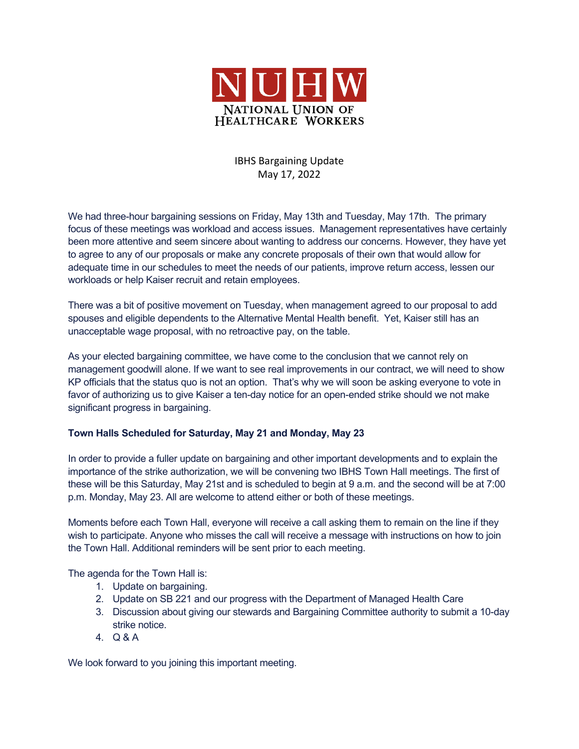# NUHW

**NATIONAL UNION OF HEALTHCARE WORKERS**

IBHS Bargaining Update
May 17, 2022

We had three-hour bargaining sessions on Friday, May 13th and Tuesday, May 17th. The primary focus of these meetings was workload and access issues. Management representatives have certainly been more attentive and seem sincere about wanting to address our concerns. However, they have yet to agree to any of our proposals or make any concrete proposals of their own that would allow for adequate time in our schedules to meet the needs of our patients, improve return access, lessen our workloads or help Kaiser recruit and retain employees.

There was a bit of positive movement on Tuesday, when management agreed to our proposal to add spouses and eligible dependents to the Alternative Mental Health benefit. Yet, Kaiser still has an unacceptable wage proposal, with no retroactive pay, on the table.

As your elected bargaining committee, we have come to the conclusion that we cannot rely on management goodwill alone. If we want to see real improvements in our contract, we will need to show KP officials that the status quo is not an option. That's why we will soon be asking everyone to vote in favor of authorizing us to give Kaiser a ten-day notice for an open-ended strike should we not make significant progress in bargaining.

**Town Halls Scheduled for Saturday, May 21 and Monday, May 23**

In order to provide a fuller update on bargaining and other important developments and to explain the importance of the strike authorization, we will be convening two IBHS Town Hall meetings. The first of these will be this Saturday, May 21st and is scheduled to begin at 9 a.m. and the second will be at 7:00 p.m. Monday, May 23. All are welcome to attend either or both of these meetings.

Moments before each Town Hall, everyone will receive a call asking them to remain on the line if they wish to participate. Anyone who misses the call will receive a message with instructions on how to join the Town Hall. Additional reminders will be sent prior to each meeting.

The agenda for the Town Hall is:

1. Update on bargaining.
2. Update on SB 221 and our progress with the Department of Managed Health Care
3. Discussion about giving our stewards and Bargaining Committee authority to submit a 10-day strike notice.
4. Q & A

We look forward to you joining this important meeting.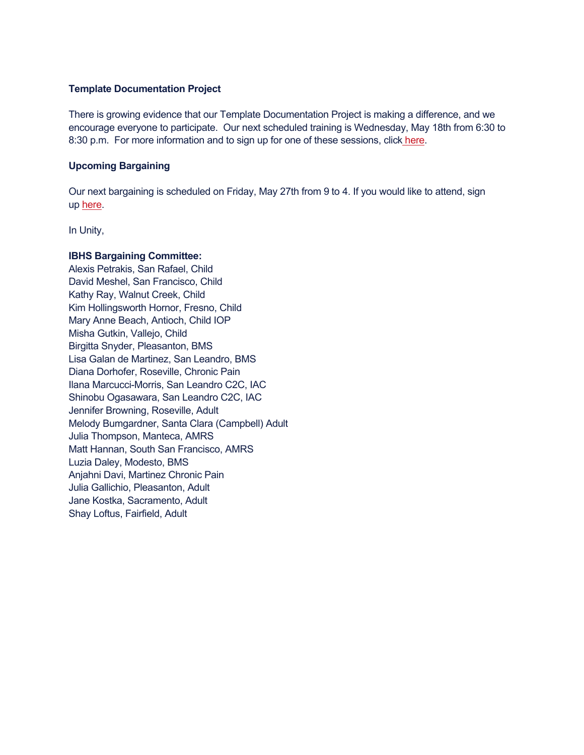**Template Documentation Project**

There is growing evidence that our Template Documentation Project is making a difference, and we encourage everyone to participate. Our next scheduled training is Wednesday, May 18th from 6:30 to 8:30 p.m. For more information and to sign up for one of these sessions, click here.

**Upcoming Bargaining**

Our next bargaining is scheduled on Friday, May 27th from 9 to 4. If you would like to attend, sign up here.

In Unity,

**IBHS Bargaining Committee:**
Alexis Petrakis, San Rafael, Child
David Meshel, San Francisco, Child
Kathy Ray, Walnut Creek, Child
Kim Hollingsworth Hornor, Fresno, Child
Mary Anne Beach, Antioch, Child IOP
Misha Gutkin, Vallejo, Child
Birgitta Snyder, Pleasanton, BMS
Lisa Galan de Martinez, San Leandro, BMS
Diana Dorhofer, Roseville, Chronic Pain
Ilana Marcucci-Morris, San Leandro C2C, IAC
Shinobu Ogasawara, San Leandro C2C, IAC
Jennifer Browning, Roseville, Adult
Melody Bumgardner, Santa Clara (Campbell) Adult
Julia Thompson, Manteca, AMRS
Matt Hannan, South San Francisco, AMRS
Luzia Daley, Modesto, BMS
Anjahni Davi, Martinez Chronic Pain
Julia Gallichio, Pleasanton, Adult
Jane Kostka, Sacramento, Adult
Shay Loftus, Fairfield, Adult